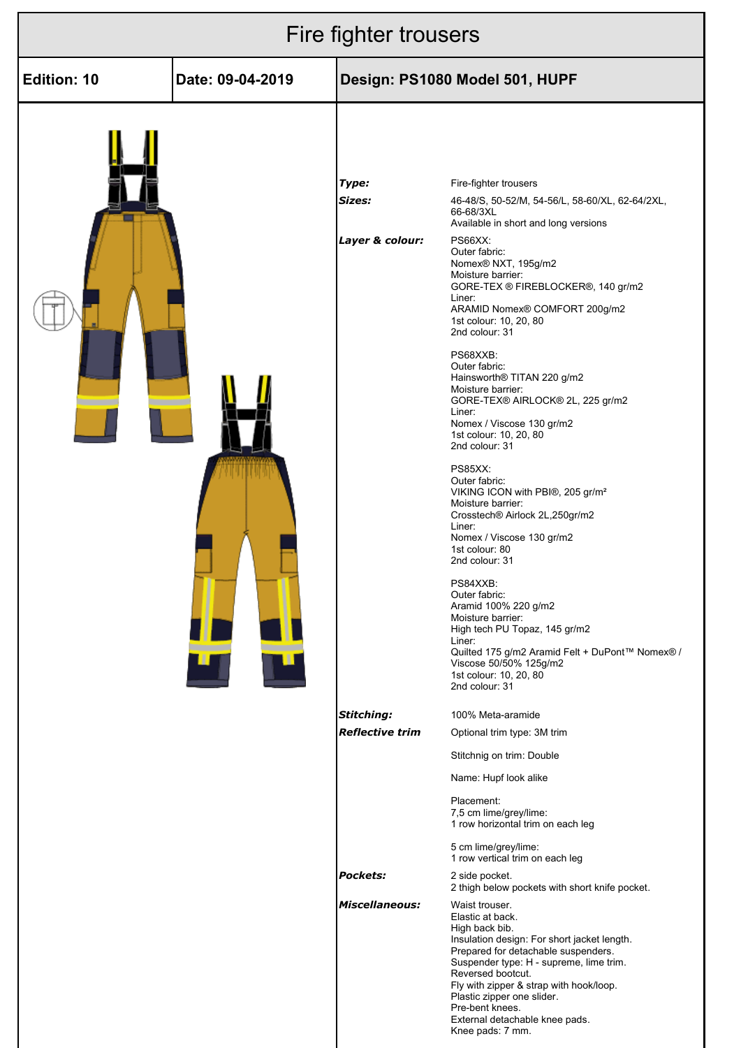# Fire fighter trousers

| Edition: 10 | Date: 09-04-2019 | Design: PS1080 Model 501, HUPF |
|---|---|---|

| | |
|---|---|
| ***Type:*** | Fire-fighter trousers |
| ***Sizes:*** | 46-48/S, 50-52/M, 54-56/L, 58-60/XL, 62-64/2XL, 66-68/3XL<br>Available in short and long versions |
| ***Layer & colour:*** | PS66XX:<br>Outer fabric:<br>Nomex® NXT, 195g/m2<br>Moisture barrier:<br>GORE-TEX ® FIREBLOCKER®, 140 gr/m2<br>Liner:<br>ARAMID Nomex® COMFORT 200g/m2<br>1st colour: 10, 20, 80<br>2nd colour: 31<br><br>PS68XXB:<br>Outer fabric:<br>Hainsworth® TITAN 220 g/m2<br>Moisture barrier:<br>GORE-TEX® AIRLOCK® 2L, 225 gr/m2<br>Liner:<br>Nomex / Viscose 130 gr/m2<br>1st colour: 10, 20, 80<br>2nd colour: 31<br><br>PS85XX:<br>Outer fabric:<br>VIKING ICON with PBI®, 205 gr/m²<br>Moisture barrier:<br>Crosstech® Airlock 2L,250gr/m2<br>Liner:<br>Nomex / Viscose 130 gr/m2<br>1st colour: 80<br>2nd colour: 31<br><br>PS84XXB:<br>Outer fabric:<br>Aramid 100% 220 g/m2<br>Moisture barrier:<br>High tech PU Topaz, 145 gr/m2<br>Liner:<br>Quilted 175 g/m2 Aramid Felt + DuPont™ Nomex® / Viscose 50/50% 125g/m2<br>1st colour: 10, 20, 80<br>2nd colour: 31 |
| ***Stitching:*** | 100% Meta-aramide |
| ***Reflective trim*** | Optional trim type: 3M trim<br><br>Stitchnig on trim: Double<br><br>Name: Hupf look alike<br><br>Placement:<br>7,5 cm lime/grey/lime:<br>1 row horizontal trim on each leg<br><br>5 cm lime/grey/lime:<br>1 row vertical trim on each leg |
| ***Pockets:*** | 2 side pocket.<br>2 thigh below pockets with short knife pocket. |
| ***Miscellaneous:*** | Waist trouser.<br>Elastic at back.<br>High back bib.<br>Insulation design: For short jacket length.<br>Prepared for detachable suspenders.<br>Suspender type: H - supreme, lime trim.<br>Reversed bootcut.<br>Fly with zipper & strap with hook/loop.<br>Plastic zipper one slider.<br>Pre-bent knees.<br>External detachable knee pads.<br>Knee pads: 7 mm. |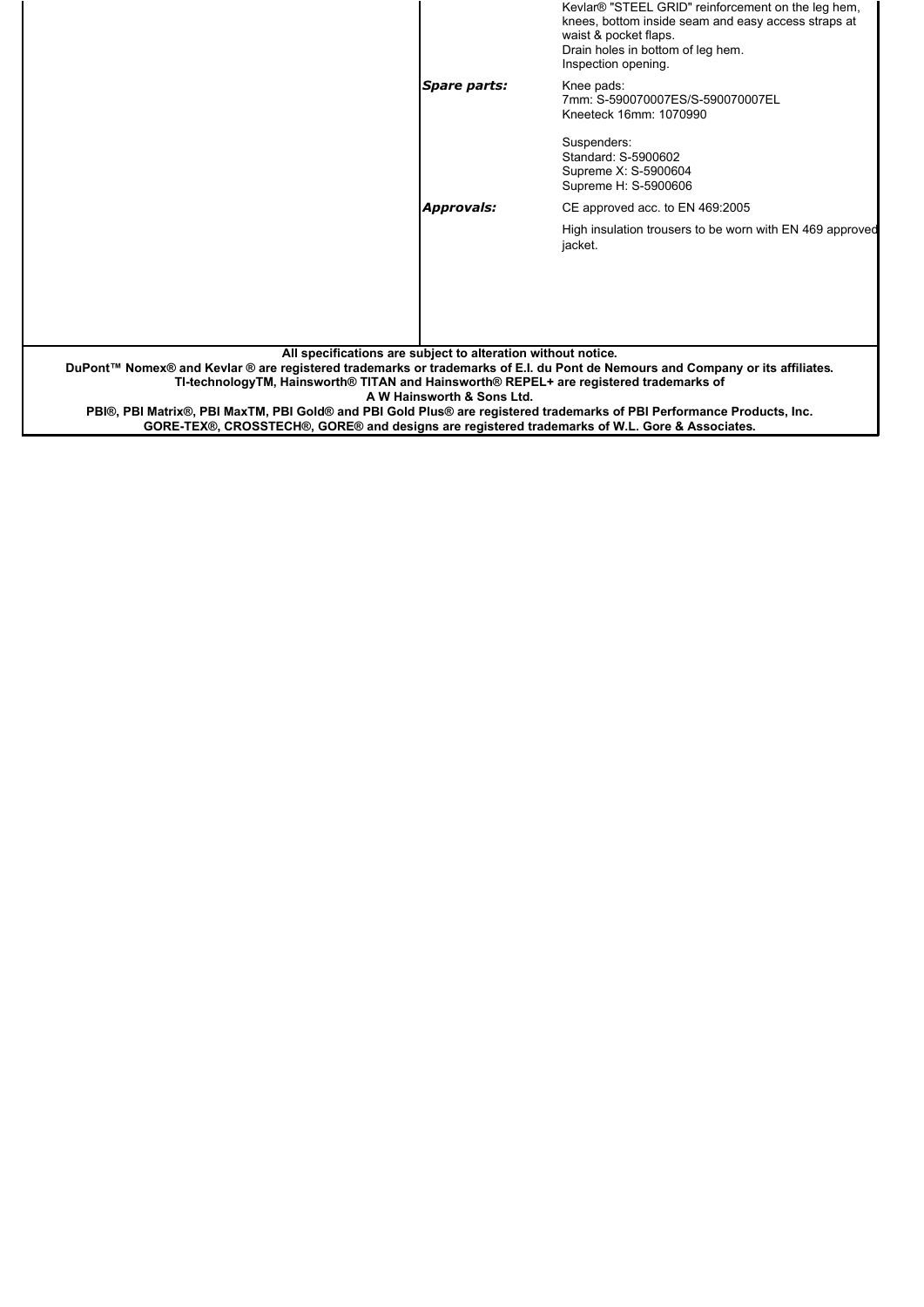| | | |
|---|---|---|
| | | Kevlar® "STEEL GRID" reinforcement on the leg hem, knees, bottom inside seam and easy access straps at waist & pocket flaps.<br>Drain holes in bottom of leg hem.<br>Inspection opening. |
| | ***Spare parts:*** | Knee pads:<br>7mm: S-590070007ES/S-590070007EL<br>Kneeteck 16mm: 1070990<br><br>Suspenders:<br>Standard: S-5900602<br>Supreme X: S-5900604<br>Supreme H: S-5900606 |
| | ***Approvals:*** | CE approved acc. to EN 469:2005<br><br>High insulation trousers to be worn with EN 469 approved jacket. |

**All specifications are subject to alteration without notice.**
**DuPont™ Nomex® and Kevlar ® are registered trademarks or trademarks of E.I. du Pont de Nemours and Company or its affiliates.**
**TI-technologyTM, Hainsworth® TITAN and Hainsworth® REPEL+ are registered trademarks of**
**A W Hainsworth & Sons Ltd.**
**PBI®, PBI Matrix®, PBI MaxTM, PBI Gold® and PBI Gold Plus® are registered trademarks of PBI Performance Products, Inc.**
**GORE-TEX®, CROSSTECH®, GORE® and designs are registered trademarks of W.L. Gore & Associates.**